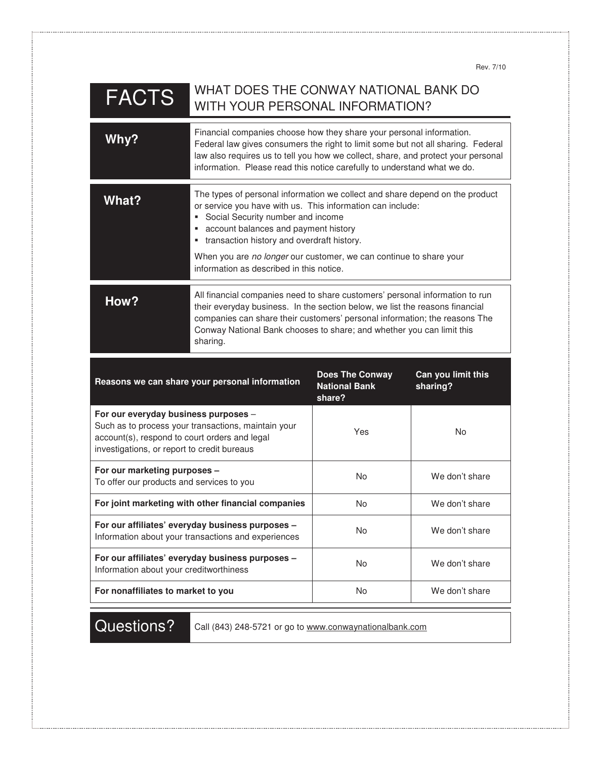Rev. 7/10

# FACTS — WHAT DOES THE CONWAY NATIONAL BANK DO WITH YOUR PERSONAL INFORMATION?

**Why?**

Financial companies choose how they share your personal information. Federal law gives consumers the right to limit some but not all sharing. Federal law also requires us to tell you how we collect, share, and protect your personal information. Please read this notice carefully to understand what we do.

**What?**

The types of personal information we collect and share depend on the product or service you have with us. This information can include:

- Social Security number and income
- account balances and payment history
- transaction history and overdraft history.

When you are *no longer* our customer, we can continue to share your information as described in this notice.

**How?**

All financial companies need to share customers' personal information to run their everyday business. In the section below, we list the reasons financial companies can share their customers' personal information; the reasons The Conway National Bank chooses to share; and whether you can limit this sharing.

| Reasons we can share your personal information | Does The Conway National Bank share? | Can you limit this sharing? |
| --- | --- | --- |
| **For our everyday business purposes** – Such as to process your transactions, maintain your account(s), respond to court orders and legal investigations, or report to credit bureaus | Yes | No |
| **For our marketing purposes –** To offer our products and services to you | No | We don't share |
| **For joint marketing with other financial companies** | No | We don't share |
| **For our affiliates' everyday business purposes –** Information about your transactions and experiences | No | We don't share |
| **For our affiliates' everyday business purposes –** Information about your creditworthiness | No | We don't share |
| **For nonaffiliates to market to you** | No | We don't share |

**Questions?**

Call (843) 248-5721 or go to www.conwaynationalbank.com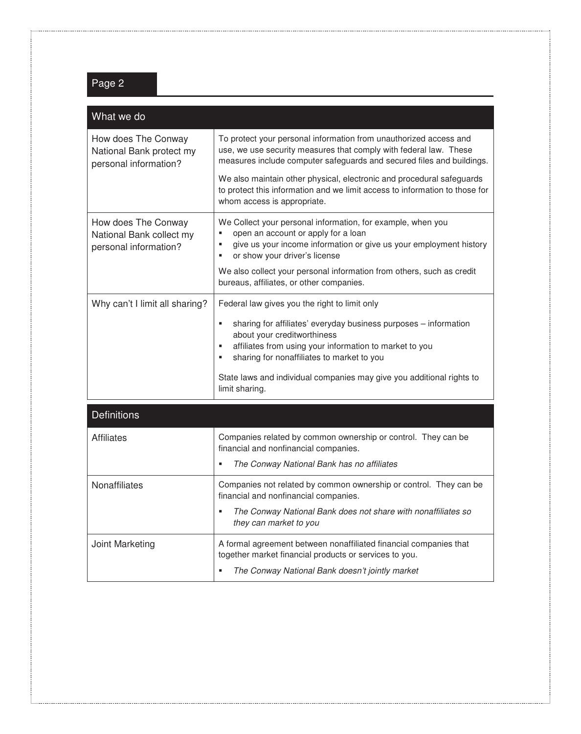## What we do

| | |
|---|---|
| How does The Conway National Bank protect my personal information? | To protect your personal information from unauthorized access and use, we use security measures that comply with federal law. These measures include computer safeguards and secured files and buildings.<br><br>We also maintain other physical, electronic and procedural safeguards to protect this information and we limit access to information to those for whom access is appropriate. |
| How does The Conway National Bank collect my personal information? | We Collect your personal information, for example, when you<br>▪ open an account or apply for a loan<br>▪ give us your income information or give us your employment history<br>▪ or show your driver's license<br><br>We also collect your personal information from others, such as credit bureaus, affiliates, or other companies. |
| Why can't I limit all sharing? | Federal law gives you the right to limit only<br><br>▪ sharing for affiliates' everyday business purposes – information about your creditworthiness<br>▪ affiliates from using your information to market to you<br>▪ sharing for nonaffiliates to market to you<br><br>State laws and individual companies may give you additional rights to limit sharing. |

## Definitions

| | |
|---|---|
| Affiliates | Companies related by common ownership or control. They can be financial and nonfinancial companies.<br><br>▪ *The Conway National Bank has no affiliates* |
| Nonaffiliates | Companies not related by common ownership or control. They can be financial and nonfinancial companies.<br><br>▪ *The Conway National Bank does not share with nonaffiliates so they can market to you* |
| Joint Marketing | A formal agreement between nonaffiliated financial companies that together market financial products or services to you.<br><br>▪ *The Conway National Bank doesn't jointly market* |